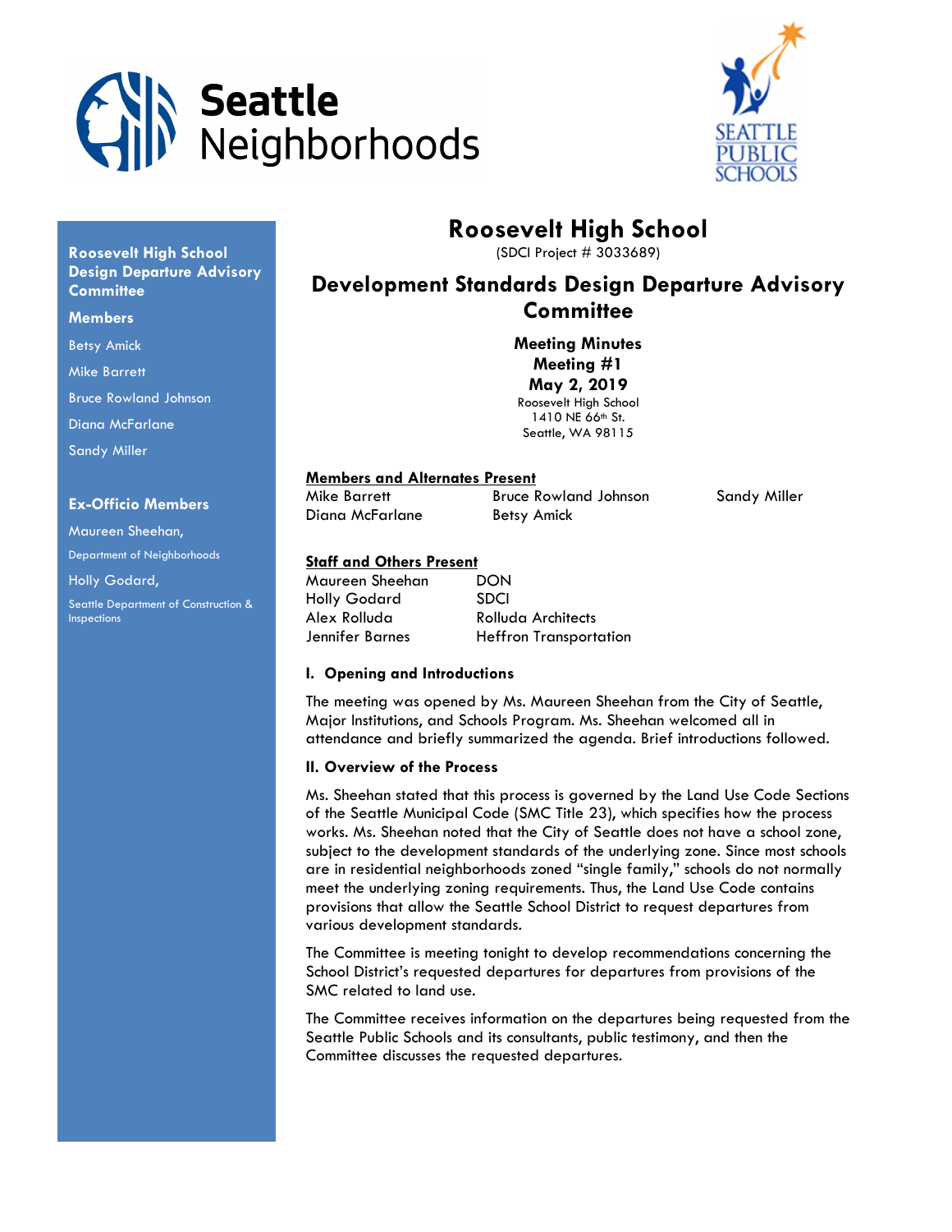Seattle Neighborhoods

SEATTLE PUBLIC SCHOOLS

# Roosevelt High School

(SDCI Project # 3033689)

## Development Standards Design Departure Advisory Committee

**Meeting Minutes**
**Meeting #1**
**May 2, 2019**
Roosevelt High School
1410 NE 66th St.
Seattle, WA 98115

**Roosevelt High School Design Departure Advisory Committee**

**Members**

Betsy Amick

Mike Barrett

Bruce Rowland Johnson

Diana McFarlane

Sandy Miller

**Ex-Officio Members**

Maureen Sheehan,
Department of Neighborhoods

Holly Godard,
Seattle Department of Construction & Inspections

**Members and Alternates Present**

| | | |
|---|---|---|
| Mike Barrett | Bruce Rowland Johnson | Sandy Miller |
| Diana McFarlane | Betsy Amick | |

**Staff and Others Present**

| | |
|---|---|
| Maureen Sheehan | DON |
| Holly Godard | SDCI |
| Alex Rolluda | Rolluda Architects |
| Jennifer Barnes | Heffron Transportation |

### I. Opening and Introductions

The meeting was opened by Ms. Maureen Sheehan from the City of Seattle, Major Institutions, and Schools Program. Ms. Sheehan welcomed all in attendance and briefly summarized the agenda. Brief introductions followed.

### II. Overview of the Process

Ms. Sheehan stated that this process is governed by the Land Use Code Sections of the Seattle Municipal Code (SMC Title 23), which specifies how the process works. Ms. Sheehan noted that the City of Seattle does not have a school zone, subject to the development standards of the underlying zone. Since most schools are in residential neighborhoods zoned "single family," schools do not normally meet the underlying zoning requirements. Thus, the Land Use Code contains provisions that allow the Seattle School District to request departures from various development standards.

The Committee is meeting tonight to develop recommendations concerning the School District's requested departures for departures from provisions of the SMC related to land use.

The Committee receives information on the departures being requested from the Seattle Public Schools and its consultants, public testimony, and then the Committee discusses the requested departures.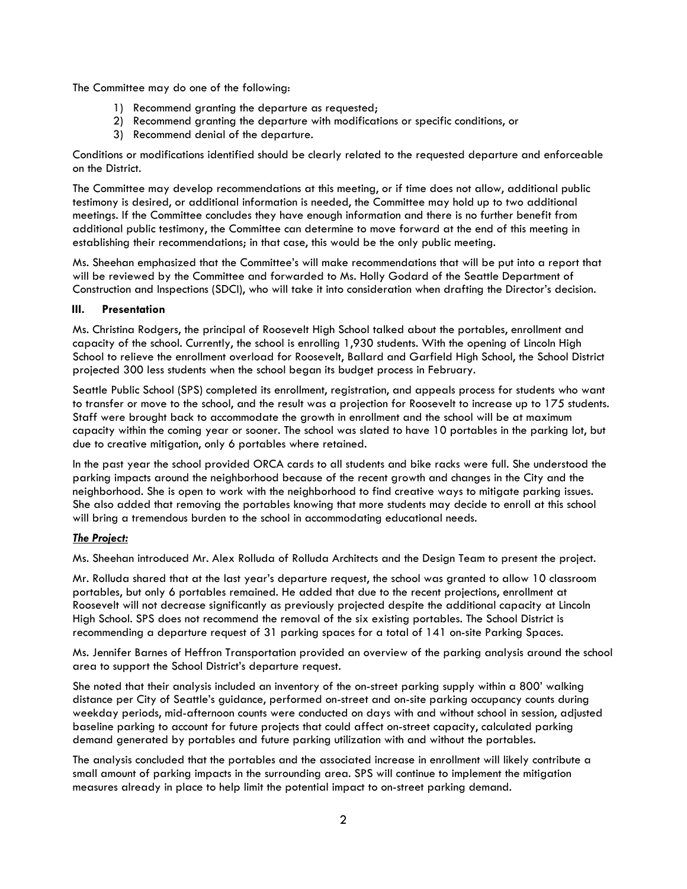The Committee may do one of the following:

1) Recommend granting the departure as requested;
2) Recommend granting the departure with modifications or specific conditions, or
3) Recommend denial of the departure.

Conditions or modifications identified should be clearly related to the requested departure and enforceable on the District.

The Committee may develop recommendations at this meeting, or if time does not allow, additional public testimony is desired, or additional information is needed, the Committee may hold up to two additional meetings. If the Committee concludes they have enough information and there is no further benefit from additional public testimony, the Committee can determine to move forward at the end of this meeting in establishing their recommendations; in that case, this would be the only public meeting.

Ms. Sheehan emphasized that the Committee's will make recommendations that will be put into a report that will be reviewed by the Committee and forwarded to Ms. Holly Godard of the Seattle Department of Construction and Inspections (SDCI), who will take it into consideration when drafting the Director's decision.

## III. Presentation

Ms. Christina Rodgers, the principal of Roosevelt High School talked about the portables, enrollment and capacity of the school. Currently, the school is enrolling 1,930 students. With the opening of Lincoln High School to relieve the enrollment overload for Roosevelt, Ballard and Garfield High School, the School District projected 300 less students when the school began its budget process in February.

Seattle Public School (SPS) completed its enrollment, registration, and appeals process for students who want to transfer or move to the school, and the result was a projection for Roosevelt to increase up to 175 students. Staff were brought back to accommodate the growth in enrollment and the school will be at maximum capacity within the coming year or sooner. The school was slated to have 10 portables in the parking lot, but due to creative mitigation, only 6 portables where retained.

In the past year the school provided ORCA cards to all students and bike racks were full. She understood the parking impacts around the neighborhood because of the recent growth and changes in the City and the neighborhood. She is open to work with the neighborhood to find creative ways to mitigate parking issues. She also added that removing the portables knowing that more students may decide to enroll at this school will bring a tremendous burden to the school in accommodating educational needs.

***The Project:***

Ms. Sheehan introduced Mr. Alex Rolluda of Rolluda Architects and the Design Team to present the project.

Mr. Rolluda shared that at the last year's departure request, the school was granted to allow 10 classroom portables, but only 6 portables remained. He added that due to the recent projections, enrollment at Roosevelt will not decrease significantly as previously projected despite the additional capacity at Lincoln High School. SPS does not recommend the removal of the six existing portables. The School District is recommending a departure request of 31 parking spaces for a total of 141 on-site Parking Spaces.

Ms. Jennifer Barnes of Heffron Transportation provided an overview of the parking analysis around the school area to support the School District's departure request.

She noted that their analysis included an inventory of the on-street parking supply within a 800' walking distance per City of Seattle's guidance, performed on-street and on-site parking occupancy counts during weekday periods, mid-afternoon counts were conducted on days with and without school in session, adjusted baseline parking to account for future projects that could affect on-street capacity, calculated parking demand generated by portables and future parking utilization with and without the portables.

The analysis concluded that the portables and the associated increase in enrollment will likely contribute a small amount of parking impacts in the surrounding area. SPS will continue to implement the mitigation measures already in place to help limit the potential impact to on-street parking demand.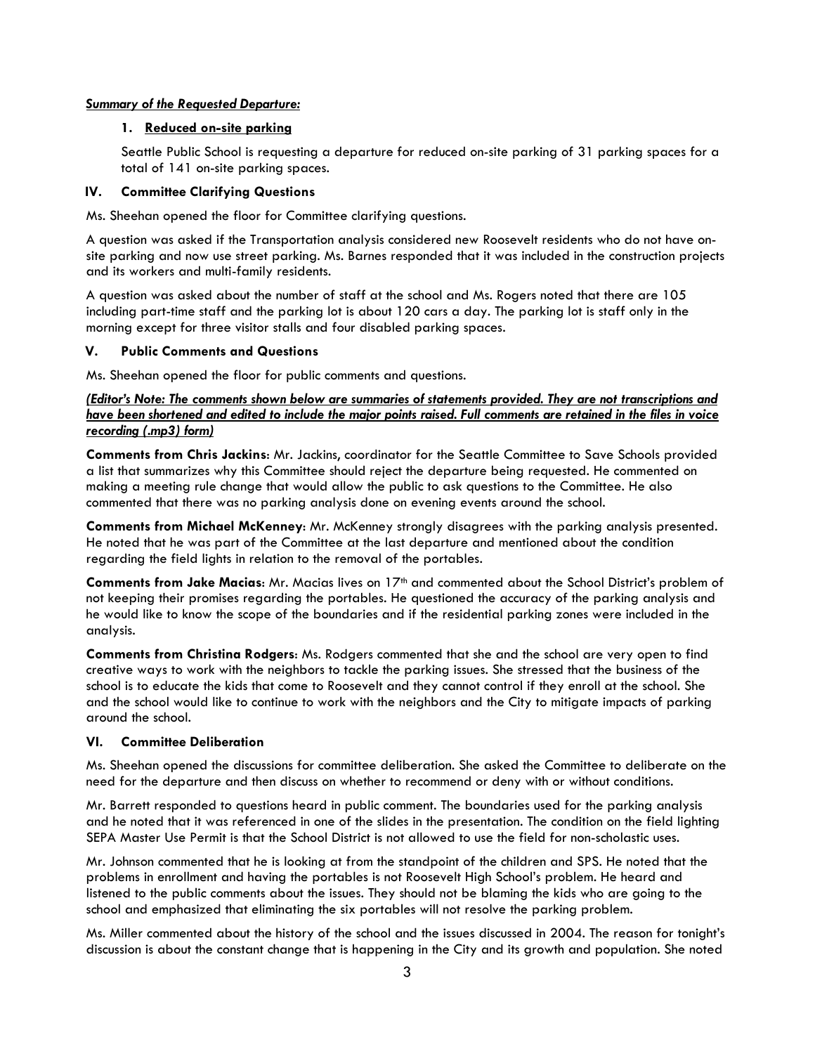***Summary of the Requested Departure:***

1. **Reduced on-site parking**

   Seattle Public School is requesting a departure for reduced on-site parking of 31 parking spaces for a total of 141 on-site parking spaces.

## IV. Committee Clarifying Questions

Ms. Sheehan opened the floor for Committee clarifying questions.

A question was asked if the Transportation analysis considered new Roosevelt residents who do not have on-site parking and now use street parking. Ms. Barnes responded that it was included in the construction projects and its workers and multi-family residents.

A question was asked about the number of staff at the school and Ms. Rogers noted that there are 105 including part-time staff and the parking lot is about 120 cars a day. The parking lot is staff only in the morning except for three visitor stalls and four disabled parking spaces.

## V. Public Comments and Questions

Ms. Sheehan opened the floor for public comments and questions.

***(Editor's Note: The comments shown below are summaries of statements provided. They are not transcriptions and have been shortened and edited to include the major points raised. Full comments are retained in the files in voice recording (.mp3) form)***

**Comments from Chris Jackins**: Mr. Jackins, coordinator for the Seattle Committee to Save Schools provided a list that summarizes why this Committee should reject the departure being requested. He commented on making a meeting rule change that would allow the public to ask questions to the Committee. He also commented that there was no parking analysis done on evening events around the school.

**Comments from Michael McKenney**: Mr. McKenney strongly disagrees with the parking analysis presented. He noted that he was part of the Committee at the last departure and mentioned about the condition regarding the field lights in relation to the removal of the portables.

**Comments from Jake Macias**: Mr. Macias lives on 17th and commented about the School District's problem of not keeping their promises regarding the portables. He questioned the accuracy of the parking analysis and he would like to know the scope of the boundaries and if the residential parking zones were included in the analysis.

**Comments from Christina Rodgers**: Ms. Rodgers commented that she and the school are very open to find creative ways to work with the neighbors to tackle the parking issues. She stressed that the business of the school is to educate the kids that come to Roosevelt and they cannot control if they enroll at the school. She and the school would like to continue to work with the neighbors and the City to mitigate impacts of parking around the school.

## VI. Committee Deliberation

Ms. Sheehan opened the discussions for committee deliberation. She asked the Committee to deliberate on the need for the departure and then discuss on whether to recommend or deny with or without conditions.

Mr. Barrett responded to questions heard in public comment. The boundaries used for the parking analysis and he noted that it was referenced in one of the slides in the presentation. The condition on the field lighting SEPA Master Use Permit is that the School District is not allowed to use the field for non-scholastic uses.

Mr. Johnson commented that he is looking at from the standpoint of the children and SPS. He noted that the problems in enrollment and having the portables is not Roosevelt High School's problem. He heard and listened to the public comments about the issues. They should not be blaming the kids who are going to the school and emphasized that eliminating the six portables will not resolve the parking problem.

Ms. Miller commented about the history of the school and the issues discussed in 2004. The reason for tonight's discussion is about the constant change that is happening in the City and its growth and population. She noted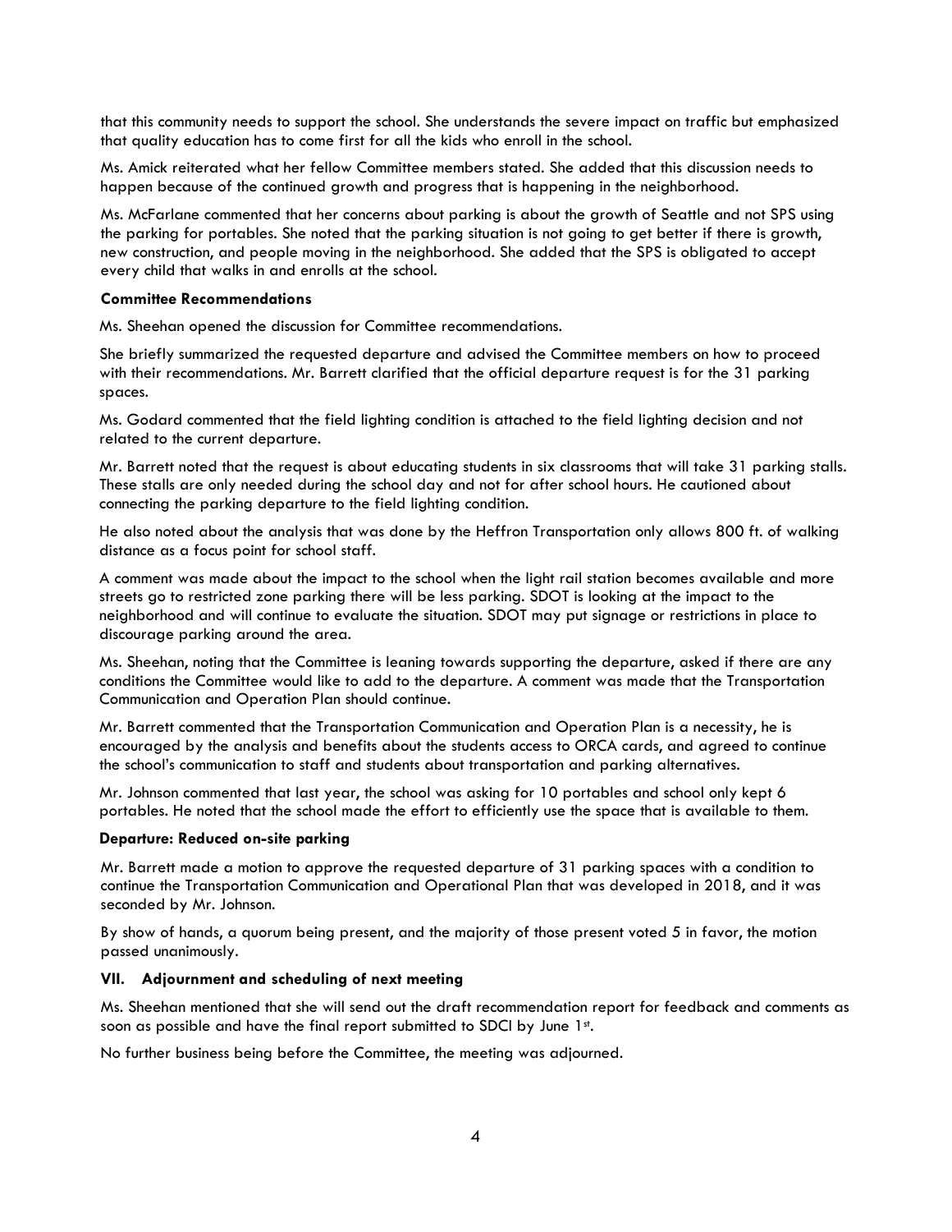that this community needs to support the school. She understands the severe impact on traffic but emphasized that quality education has to come first for all the kids who enroll in the school.

Ms. Amick reiterated what her fellow Committee members stated. She added that this discussion needs to happen because of the continued growth and progress that is happening in the neighborhood.

Ms. McFarlane commented that her concerns about parking is about the growth of Seattle and not SPS using the parking for portables. She noted that the parking situation is not going to get better if there is growth, new construction, and people moving in the neighborhood. She added that the SPS is obligated to accept every child that walks in and enrolls at the school.

**Committee Recommendations**

Ms. Sheehan opened the discussion for Committee recommendations.

She briefly summarized the requested departure and advised the Committee members on how to proceed with their recommendations. Mr. Barrett clarified that the official departure request is for the 31 parking spaces.

Ms. Godard commented that the field lighting condition is attached to the field lighting decision and not related to the current departure.

Mr. Barrett noted that the request is about educating students in six classrooms that will take 31 parking stalls. These stalls are only needed during the school day and not for after school hours. He cautioned about connecting the parking departure to the field lighting condition.

He also noted about the analysis that was done by the Heffron Transportation only allows 800 ft. of walking distance as a focus point for school staff.

A comment was made about the impact to the school when the light rail station becomes available and more streets go to restricted zone parking there will be less parking. SDOT is looking at the impact to the neighborhood and will continue to evaluate the situation. SDOT may put signage or restrictions in place to discourage parking around the area.

Ms. Sheehan, noting that the Committee is leaning towards supporting the departure, asked if there are any conditions the Committee would like to add to the departure. A comment was made that the Transportation Communication and Operation Plan should continue.

Mr. Barrett commented that the Transportation Communication and Operation Plan is a necessity, he is encouraged by the analysis and benefits about the students access to ORCA cards, and agreed to continue the school's communication to staff and students about transportation and parking alternatives.

Mr. Johnson commented that last year, the school was asking for 10 portables and school only kept 6 portables. He noted that the school made the effort to efficiently use the space that is available to them.

**Departure: Reduced on-site parking**

Mr. Barrett made a motion to approve the requested departure of 31 parking spaces with a condition to continue the Transportation Communication and Operational Plan that was developed in 2018, and it was seconded by Mr. Johnson.

By show of hands, a quorum being present, and the majority of those present voted 5 in favor, the motion passed unanimously.

## VII. Adjournment and scheduling of next meeting

Ms. Sheehan mentioned that she will send out the draft recommendation report for feedback and comments as soon as possible and have the final report submitted to SDCI by June 1st.

No further business being before the Committee, the meeting was adjourned.